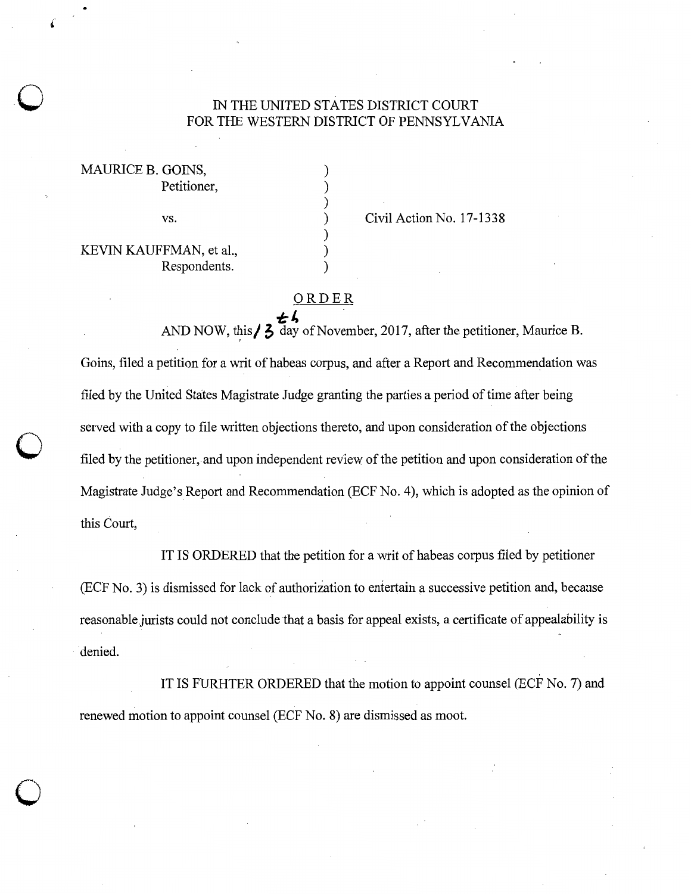IN THE UNITED STATES DISTRICT COURT
FOR THE WESTERN DISTRICT OF PENNSYLVANIA

| | | |
|---|---|---|
| MAURICE B. GOINS, Petitioner, | ) | |
| vs. | ) | Civil Action No. 17-1338 |
| KEVIN KAUFFMAN, et al., Respondents. | ) | |

ORDER

AND NOW, this 13th day of November, 2017, after the petitioner, Maurice B. Goins, filed a petition for a writ of habeas corpus, and after a Report and Recommendation was filed by the United States Magistrate Judge granting the parties a period of time after being served with a copy to file written objections thereto, and upon consideration of the objections filed by the petitioner, and upon independent review of the petition and upon consideration of the Magistrate Judge's Report and Recommendation (ECF No. 4), which is adopted as the opinion of this Court,

IT IS ORDERED that the petition for a writ of habeas corpus filed by petitioner (ECF No. 3) is dismissed for lack of authorization to entertain a successive petition and, because reasonable jurists could not conclude that a basis for appeal exists, a certificate of appealability is denied.

IT IS FURHTER ORDERED that the motion to appoint counsel (ECF No. 7) and renewed motion to appoint counsel (ECF No. 8) are dismissed as moot.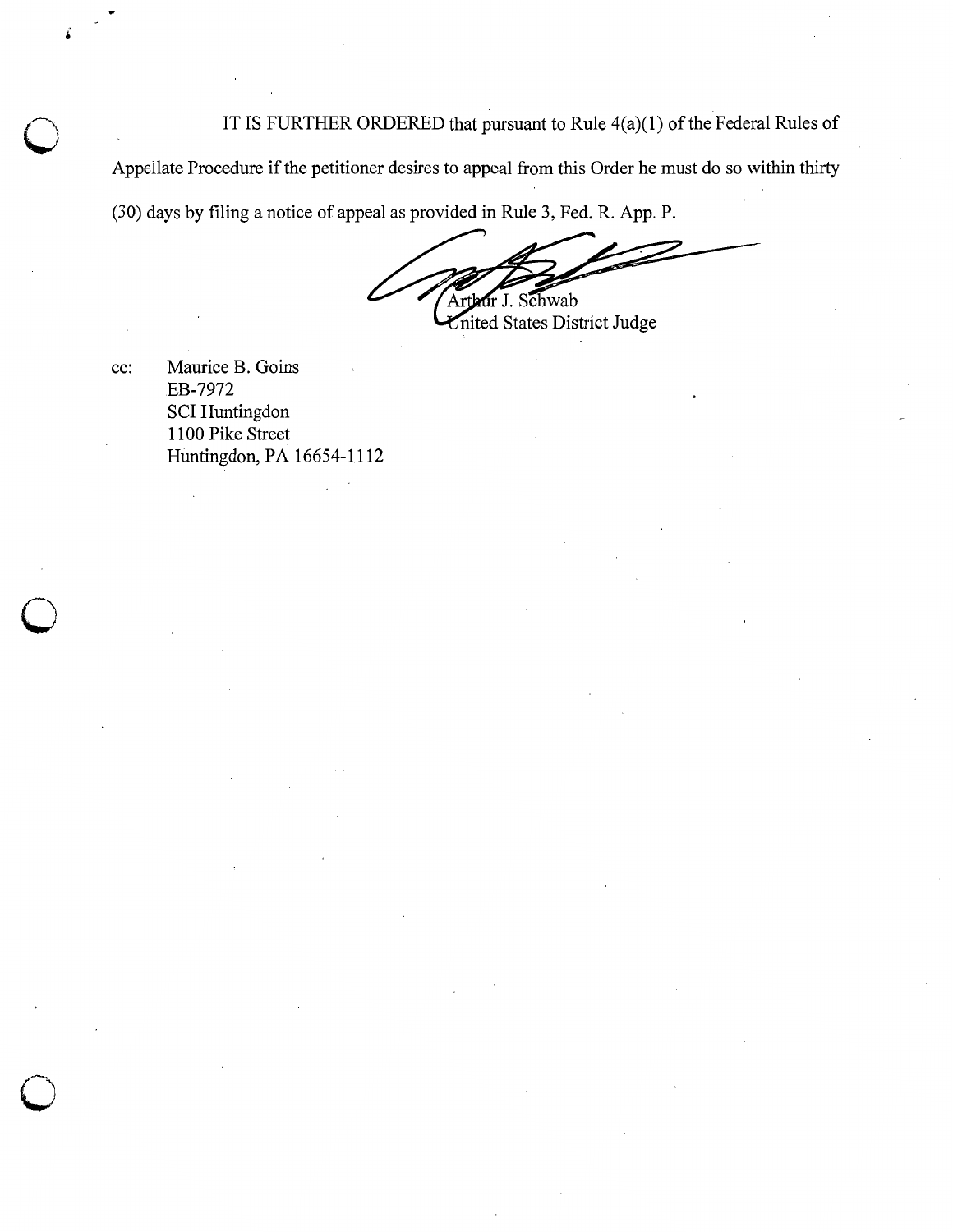IT IS FURTHER ORDERED that pursuant to Rule 4(a)(1) of the Federal Rules of Appellate Procedure if the petitioner desires to appeal from this Order he must do so within thirty (30) days by filing a notice of appeal as provided in Rule 3, Fed. R. App. P.

Arthur J. Schwab
United States District Judge

cc: Maurice B. Goins
EB-7972
SCI Huntingdon
1100 Pike Street
Huntingdon, PA 16654-1112